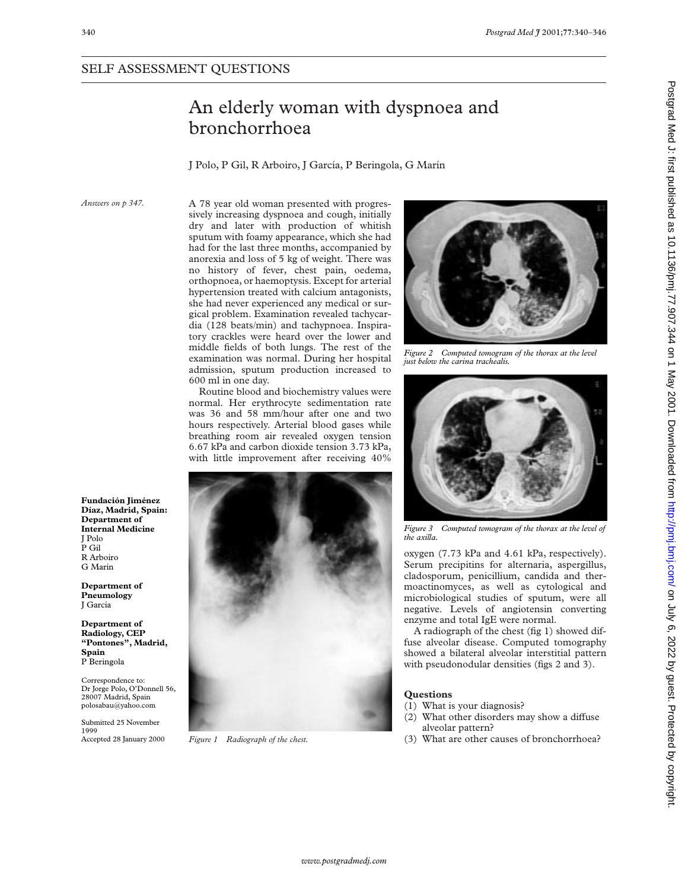## SELF ASSESSMENT QUESTIONS

# An elderly woman with dyspnoea and bronchorrhoea

J Polo, P Gil, R Arboiro, J García, P Beringola, G Marín

*Answers on p 347.*

A 78 year old woman presented with progressively increasing dyspnoea and cough, initially dry and later with production of whitish sputum with foamy appearance, which she had had for the last three months, accompanied by anorexia and loss of 5 kg of weight. There was no history of fever, chest pain, oedema, orthopnoea, or haemoptysis. Except for arterial hypertension treated with calcium antagonists, she had never experienced any medical or surgical problem. Examination revealed tachycardia (128 beats/min) and tachypnoea. Inspiratory crackles were heard over the lower and middle fields of both lungs. The rest of the examination was normal. During her hospital admission, sputum production increased to 600 ml in one day.

Routine blood and biochemistry values were normal. Her erythrocyte sedimentation rate was 36 and 58 mm/hour after one and two hours respectively. Arterial blood gases while breathing room air revealed oxygen tension 6.67 kPa and carbon dioxide tension 3.73 kPa, with little improvement after receiving 40% oxygen (7.73 kPa and 4.61 kPa, respectively). Serum precipitins for alternaria, aspergillus, cladosporum, penicillium, candida and thermoactinomyces, as well as cytological and microbiological studies of sputum, were all negative. Levels of angiotensin converting enzyme and total IgE were normal.

A radiograph of the chest (fig 1) showed diffuse alveolar disease. Computed tomography showed a bilateral alveolar interstitial pattern with pseudonodular densities (figs 2 and 3).

*Figure 1 Radiograph of the chest.*

*Figure 2 Computed tomogram of the thorax at the level just below the carina trachealis.*

*Figure 3 Computed tomogram of the thorax at the level of the axilla.*

### Questions

(1) What is your diagnosis?
(2) What other disorders may show a diffuse alveolar pattern?
(3) What are other causes of bronchorrhoea?

**Fundación Jiménez Díaz, Madrid, Spain: Department of Internal Medicine**
J Polo
P Gil
R Arboiro
G Marín

**Department of Pneumology**
J García

**Department of Radiology, CEP "Pontones", Madrid, Spain**
P Beringola

Correspondence to: Dr Jorge Polo, O'Donnell 56, 28007 Madrid, Spain
polosabau@yahoo.com

Submitted 25 November 1999
Accepted 28 January 2000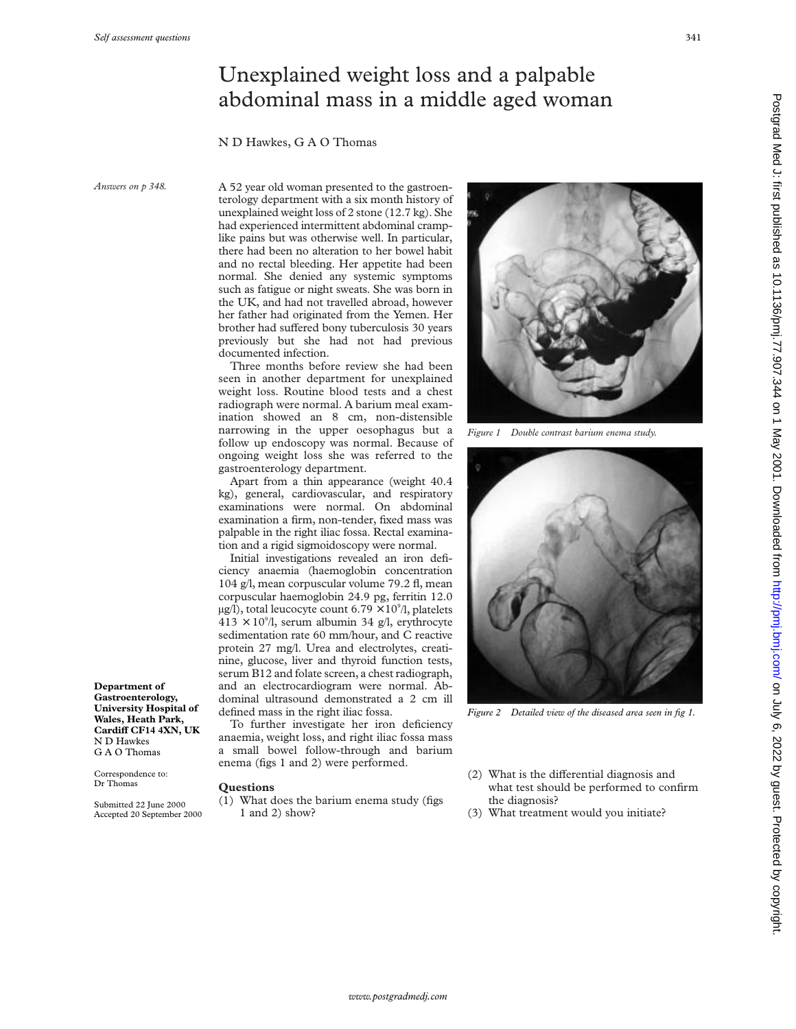# Unexplained weight loss and a palpable abdominal mass in a middle aged woman

N D Hawkes, G A O Thomas

*Answers on p 348.*

**Department of Gastroenterology, University Hospital of Wales, Heath Park, Cardiff CF14 4XN, UK**
N D Hawkes
G A O Thomas

Correspondence to: Dr Thomas

Submitted 22 June 2000
Accepted 20 September 2000

A 52 year old woman presented to the gastroenterology department with a six month history of unexplained weight loss of 2 stone (12.7 kg). She had experienced intermittent abdominal cramp-like pains but was otherwise well. In particular, there had been no alteration to her bowel habit and no rectal bleeding. Her appetite had been normal. She denied any systemic symptoms such as fatigue or night sweats. She was born in the UK, and had not travelled abroad, however her father had originated from the Yemen. Her brother had suffered bony tuberculosis 30 years previously but she had not had previous documented infection.

Three months before review she had been seen in another department for unexplained weight loss. Routine blood tests and a chest radiograph were normal. A barium meal examination showed an 8 cm, non-distensible narrowing in the upper oesophagus but a follow up endoscopy was normal. Because of ongoing weight loss she was referred to the gastroenterology department.

Apart from a thin appearance (weight 40.4 kg), general, cardiovascular, and respiratory examinations were normal. On abdominal examination a firm, non-tender, fixed mass was palpable in the right iliac fossa. Rectal examination and a rigid sigmoidoscopy were normal.

Initial investigations revealed an iron deficiency anaemia (haemoglobin concentration 104 g/l, mean corpuscular volume 79.2 fl, mean corpuscular haemoglobin 24.9 pg, ferritin 12.0 μg/l), total leucocyte count $6.79 \times 10^9$/l, platelets $413 \times 10^9$/l, serum albumin 34 g/l, erythrocyte sedimentation rate 60 mm/hour, and C reactive protein 27 mg/l. Urea and electrolytes, creatinine, glucose, liver and thyroid function tests, serum B12 and folate screen, a chest radiograph, and an electrocardiogram were normal. Abdominal ultrasound demonstrated a 2 cm ill defined mass in the right iliac fossa.

To further investigate her iron deficiency anaemia, weight loss, and right iliac fossa mass a small bowel follow-through and barium enema (figs 1 and 2) were performed.

Figure 1 Double contrast barium enema study.

Figure 2 Detailed view of the diseased area seen in fig 1.

## Questions

(1) What does the barium enema study (figs 1 and 2) show?

(2) What is the differential diagnosis and what test should be performed to confirm the diagnosis?

(3) What treatment would you initiate?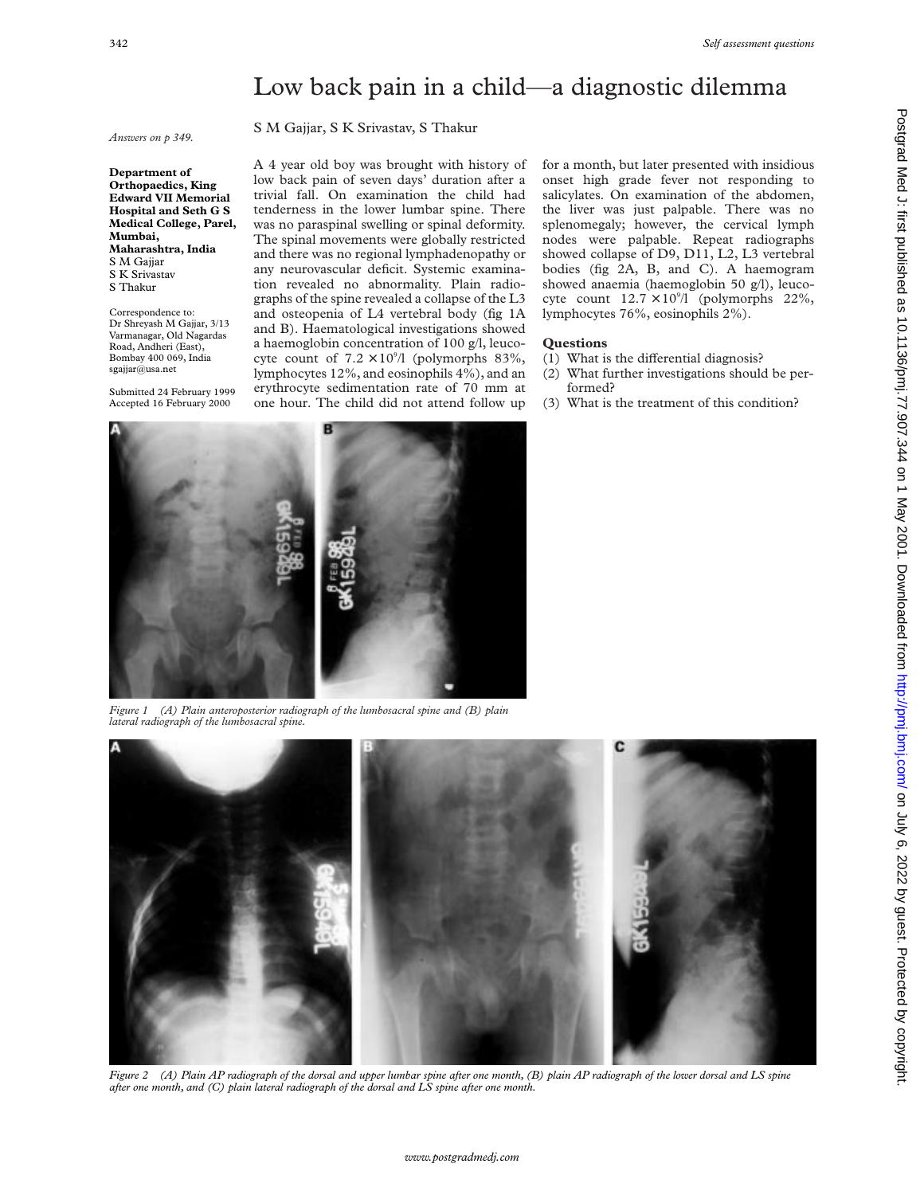# Low back pain in a child—a diagnostic dilemma

S M Gajjar, S K Srivastav, S Thakur

*Answers on p 349.*

**Department of Orthopaedics, King Edward VII Memorial Hospital and Seth G S Medical College, Parel, Mumbai, Maharashtra, India**
S M Gajjar
S K Srivastav
S Thakur

Correspondence to: Dr Shreyash M Gajjar, 3/13 Varmanagar, Old Nagardas Road, Andheri (East), Bombay 400 069, India
sgajjar@usa.net

Submitted 24 February 1999
Accepted 16 February 2000

A 4 year old boy was brought with history of low back pain of seven days' duration after a trivial fall. On examination the child had tenderness in the lower lumbar spine. There was no paraspinal swelling or spinal deformity. The spinal movements were globally restricted and there was no regional lymphadenopathy or any neurovascular deficit. Systemic examination revealed no abnormality. Plain radiographs of the spine revealed a collapse of the L3 and osteopenia of L4 vertebral body (fig 1A and B). Haematological investigations showed a haemoglobin concentration of 100 g/l, leucocyte count of $7.2 \times 10^9$/l (polymorphs 83%, lymphocytes 12%, and eosinophils 4%), and an erythrocyte sedimentation rate of 70 mm at one hour. The child did not attend follow up for a month, but later presented with insidious onset high grade fever not responding to salicylates. On examination of the abdomen, the liver was just palpable. There was no splenomegaly; however, the cervical lymph nodes were palpable. Repeat radiographs showed collapse of D9, D11, L2, L3 vertebral bodies (fig 2A, B, and C). A haemogram showed anaemia (haemoglobin 50 g/l), leucocyte count $12.7 \times 10^9$/l (polymorphs 22%, lymphocytes 76%, eosinophils 2%).

## Questions

(1) What is the differential diagnosis?
(2) What further investigations should be performed?
(3) What is the treatment of this condition?

*Figure 1 (A) Plain anteroposterior radiograph of the lumbosacral spine and (B) plain lateral radiograph of the lumbosacral spine.*

*Figure 2 (A) Plain AP radiograph of the dorsal and upper lumbar spine after one month, (B) plain AP radiograph of the lower dorsal and LS spine after one month, and (C) plain lateral radiograph of the dorsal and LS spine after one month.*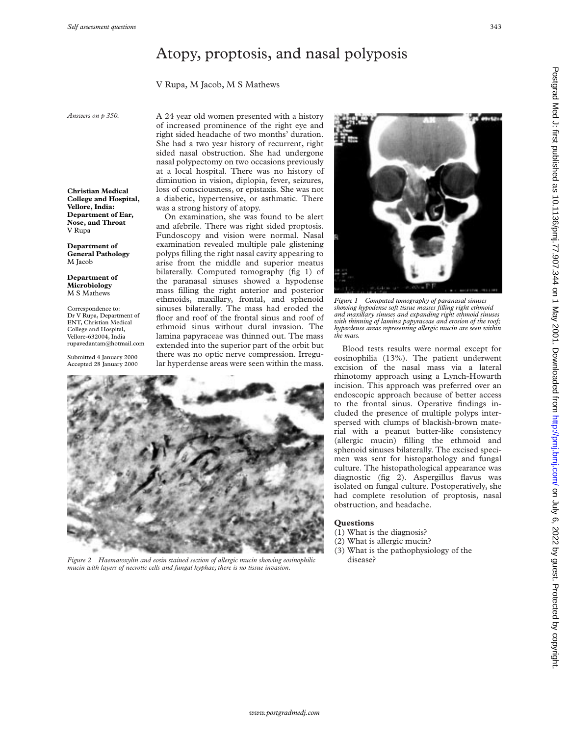# Atopy, proptosis, and nasal polyposis

V Rupa, M Jacob, M S Mathews

*Answers on p 350.*

**Christian Medical College and Hospital, Vellore, India: Department of Ear, Nose, and Throat**
V Rupa

**Department of General Pathology**
M Jacob

**Department of Microbiology**
M S Mathews

Correspondence to: Dr V Rupa, Department of ENT, Christian Medical College and Hospital, Vellore-632004, India
rupavedantam@hotmail.com

Submitted 4 January 2000
Accepted 28 January 2000

A 24 year old women presented with a history of increased prominence of the right eye and right sided headache of two months' duration. She had a two year history of recurrent, right sided nasal obstruction. She had undergone nasal polypectomy on two occasions previously at a local hospital. There was no history of diminution in vision, diplopia, fever, seizures, loss of consciousness, or epistaxis. She was not a diabetic, hypertensive, or asthmatic. There was a strong history of atopy.

On examination, she was found to be alert and afebrile. There was right sided proptosis. Fundoscopy and vision were normal. Nasal examination revealed multiple pale glistening polyps filling the right nasal cavity appearing to arise from the middle and superior meatus bilaterally. Computed tomography (fig 1) of the paranasal sinuses showed a hypodense mass filling the right anterior and posterior ethmoids, maxillary, frontal, and sphenoid sinuses bilaterally. The mass had eroded the floor and roof of the frontal sinus and roof of ethmoid sinus without dural invasion. The lamina papyraceae was thinned out. The mass extended into the superior part of the orbit but there was no optic nerve compression. Irregular hyperdense areas were seen within the mass.

*Figure 1 Computed tomography of paranasal sinuses showing hypodense soft tissue masses filling right ethmoid and maxillary sinuses and expanding right ethmoid sinuses with thinning of lamina papyraceae and erosion of the roof; hyperdense areas representing allergic mucin are seen within the mass.*

*Figure 2 Haematoxylin and eosin stained section of allergic mucin showing eosinophilic mucin with layers of necrotic cells and fungal hyphae; there is no tissue invasion.*

Blood tests results were normal except for eosinophilia (13%). The patient underwent excision of the nasal mass via a lateral rhinotomy approach using a Lynch-Howarth incision. This approach was preferred over an endoscopic approach because of better access to the frontal sinus. Operative findings included the presence of multiple polyps interspersed with clumps of blackish-brown material with a peanut butter-like consistency (allergic mucin) filling the ethmoid and sphenoid sinuses bilaterally. The excised specimen was sent for histopathology and fungal culture. The histopathological appearance was diagnostic (fig 2). Aspergillus flavus was isolated on fungal culture. Postoperatively, she had complete resolution of proptosis, nasal obstruction, and headache.

## Questions

(1) What is the diagnosis?
(2) What is allergic mucin?
(3) What is the pathophysiology of the disease?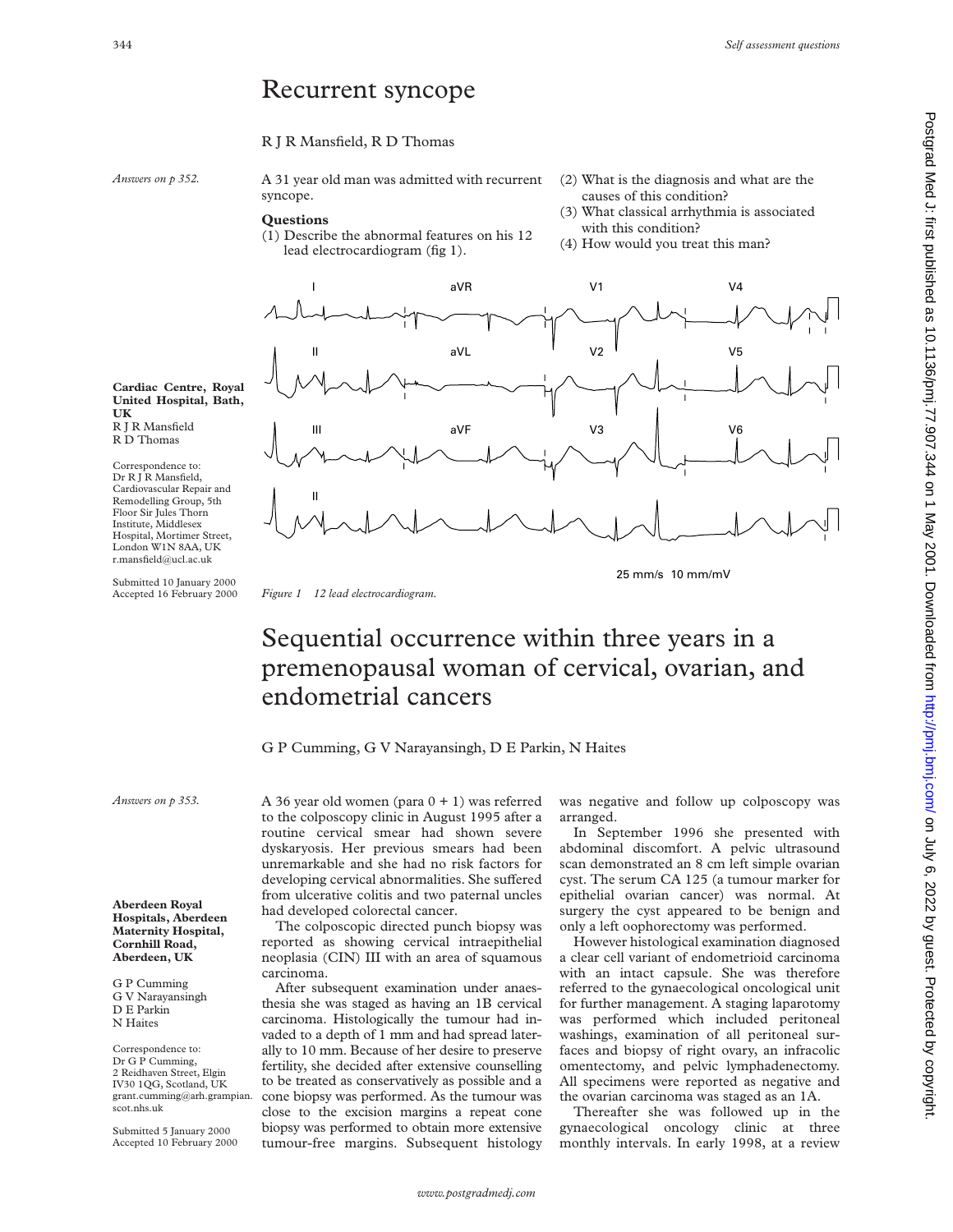# Recurrent syncope

R J R Mansfield, R D Thomas

*Answers on p 352.*

**Cardiac Centre, Royal United Hospital, Bath, UK**
R J R Mansfield
R D Thomas

Correspondence to: Dr R J R Mansfield, Cardiovascular Repair and Remodelling Group, 5th Floor Sir Jules Thorn Institute, Middlesex Hospital, Mortimer Street, London W1N 8AA, UK
r.mansfield@ucl.ac.uk

Submitted 10 January 2000
Accepted 16 February 2000

A 31 year old man was admitted with recurrent syncope.

**Questions**

(1) Describe the abnormal features on his 12 lead electrocardiogram (fig 1).

(2) What is the diagnosis and what are the causes of this condition?

(3) What classical arrhythmia is associated with this condition?

(4) How would you treat this man?

*Figure 1 12 lead electrocardiogram.*

# Sequential occurrence within three years in a premenopausal woman of cervical, ovarian, and endometrial cancers

G P Cumming, G V Narayansingh, D E Parkin, N Haites

*Answers on p 353.*

**Aberdeen Royal Hospitals, Aberdeen Maternity Hospital, Cornhill Road, Aberdeen, UK**

G P Cumming
G V Narayansingh
D E Parkin
N Haites

Correspondence to: Dr G P Cumming, 2 Reidhaven Street, Elgin IV30 1QG, Scotland, UK
grant.cumming@arh.grampian.scot.nhs.uk

Submitted 5 January 2000
Accepted 10 February 2000

A 36 year old women (para 0 + 1) was referred to the colposcopy clinic in August 1995 after a routine cervical smear had shown severe dyskaryosis. Her previous smears had been unremarkable and she had no risk factors for developing cervical abnormalities. She suffered from ulcerative colitis and two paternal uncles had developed colorectal cancer.

The colposcopic directed punch biopsy was reported as showing cervical intraepithelial neoplasia (CIN) III with an area of squamous carcinoma.

After subsequent examination under anaesthesia she was staged as having an 1B cervical carcinoma. Histologically the tumour had invaded to a depth of 1 mm and had spread laterally to 10 mm. Because of her desire to preserve fertility, she decided after extensive counselling to be treated as conservatively as possible and a cone biopsy was performed. As the tumour was close to the excision margins a repeat cone biopsy was performed to obtain more extensive tumour-free margins. Subsequent histology was negative and follow up colposcopy was arranged.

In September 1996 she presented with abdominal discomfort. A pelvic ultrasound scan demonstrated an 8 cm left simple ovarian cyst. The serum CA 125 (a tumour marker for epithelial ovarian cancer) was normal. At surgery the cyst appeared to be benign and only a left oophorectomy was performed.

However histological examination diagnosed a clear cell variant of endometrioid carcinoma with an intact capsule. She was therefore referred to the gynaecological oncological unit for further management. A staging laparotomy was performed which included peritoneal washings, examination of all peritoneal surfaces and biopsy of right ovary, an infracolic omentectomy, and pelvic lymphadenectomy. All specimens were reported as negative and the ovarian carcinoma was staged as an 1A.

Thereafter she was followed up in the gynaecological oncology clinic at three monthly intervals. In early 1998, at a review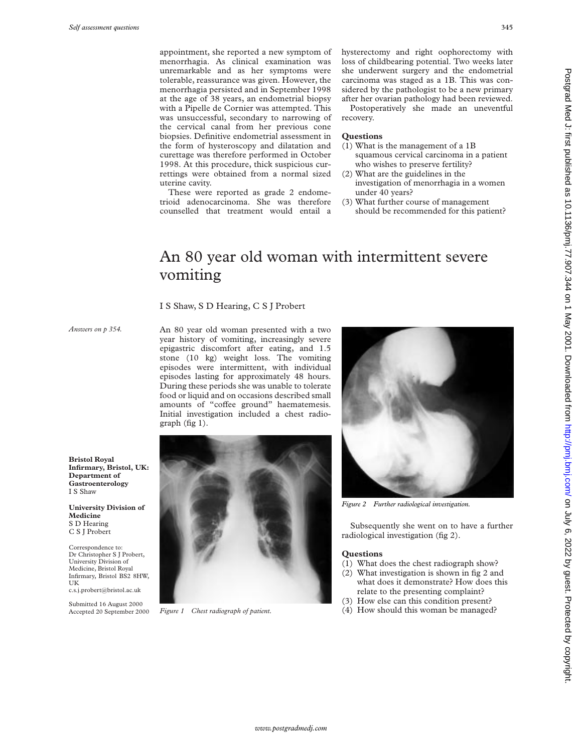appointment, she reported a new symptom of menorrhagia. As clinical examination was unremarkable and as her symptoms were tolerable, reassurance was given. However, the menorrhagia persisted and in September 1998 at the age of 38 years, an endometrial biopsy with a Pipelle de Cornier was attempted. This was unsuccessful, secondary to narrowing of the cervical canal from her previous cone biopsies. Definitive endometrial assessment in the form of hysteroscopy and dilatation and curettage was therefore performed in October 1998. At this procedure, thick suspicious curettings were obtained from a normal sized uterine cavity.

These were reported as grade 2 endometrioid adenocarcinoma. She was therefore counselled that treatment would entail a hysterectomy and right oophorectomy with loss of childbearing potential. Two weeks later she underwent surgery and the endometrial carcinoma was staged as a 1B. This was considered by the pathologist to be a new primary after her ovarian pathology had been reviewed.

Postoperatively she made an uneventful recovery.

### Questions

(1) What is the management of a 1B squamous cervical carcinoma in a patient who wishes to preserve fertility?
(2) What are the guidelines in the investigation of menorrhagia in a women under 40 years?
(3) What further course of management should be recommended for this patient?

# An 80 year old woman with intermittent severe vomiting

I S Shaw, S D Hearing, C S J Probert

*Answers on p 354.*

**Bristol Royal Infirmary, Bristol, UK: Department of Gastroenterology**
I S Shaw

**University Division of Medicine**
S D Hearing
C S J Probert

Correspondence to: Dr Christopher S J Probert, University Division of Medicine, Bristol Royal Infirmary, Bristol BS2 8HW, UK
c.s.j.probert@bristol.ac.uk

Submitted 16 August 2000
Accepted 20 September 2000

An 80 year old woman presented with a two year history of vomiting, increasingly severe epigastric discomfort after eating, and 1.5 stone (10 kg) weight loss. The vomiting episodes were intermittent, with individual episodes lasting for approximately 48 hours. During these periods she was unable to tolerate food or liquid and on occasions described small amounts of "coffee ground" haematemesis. Initial investigation included a chest radiograph (fig 1).

*Figure 1 Chest radiograph of patient.*

*Figure 2 Further radiological investigation.*

Subsequently she went on to have a further radiological investigation (fig 2).

### Questions

(1) What does the chest radiograph show?
(2) What investigation is shown in fig 2 and what does it demonstrate? How does this relate to the presenting complaint?
(3) How else can this condition present?
(4) How should this woman be managed?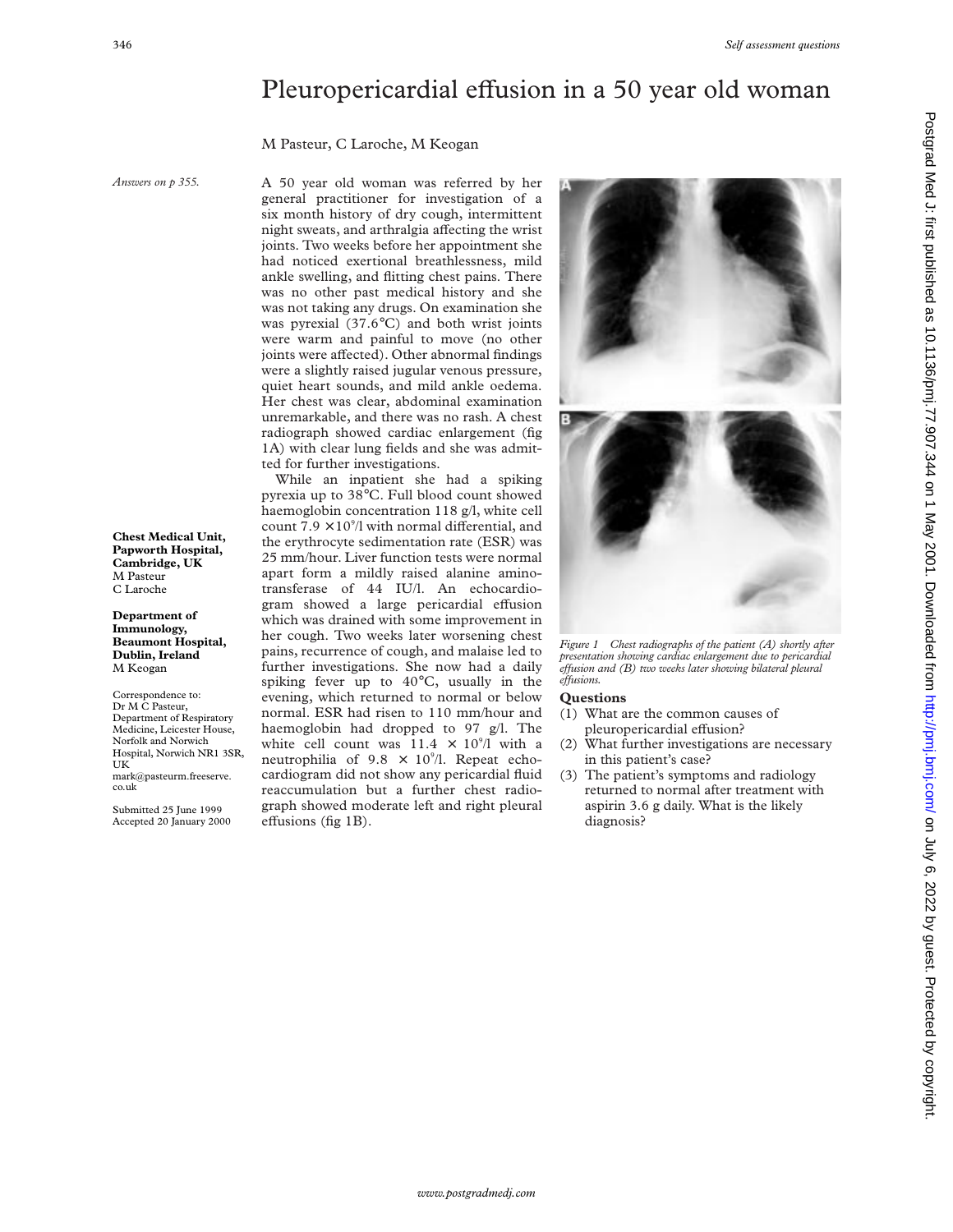# Pleuropericardial effusion in a 50 year old woman

M Pasteur, C Laroche, M Keogan

*Answers on p 355.*

**Chest Medical Unit, Papworth Hospital, Cambridge, UK**
M Pasteur
C Laroche

**Department of Immunology, Beaumont Hospital, Dublin, Ireland**
M Keogan

Correspondence to: Dr M C Pasteur, Department of Respiratory Medicine, Leicester House, Norfolk and Norwich Hospital, Norwich NR1 3SR, UK
mark@pasteurm.freeserve.co.uk

Submitted 25 June 1999
Accepted 20 January 2000

A 50 year old woman was referred by her general practitioner for investigation of a six month history of dry cough, intermittent night sweats, and arthralgia affecting the wrist joints. Two weeks before her appointment she had noticed exertional breathlessness, mild ankle swelling, and flitting chest pains. There was no other past medical history and she was not taking any drugs. On examination she was pyrexial (37.6°C) and both wrist joints were warm and painful to move (no other joints were affected). Other abnormal findings were a slightly raised jugular venous pressure, quiet heart sounds, and mild ankle oedema. Her chest was clear, abdominal examination unremarkable, and there was no rash. A chest radiograph showed cardiac enlargement (fig 1A) with clear lung fields and she was admitted for further investigations.

While an inpatient she had a spiking pyrexia up to 38°C. Full blood count showed haemoglobin concentration 118 g/l, white cell count $7.9 \times 10^9$/l with normal differential, and the erythrocyte sedimentation rate (ESR) was 25 mm/hour. Liver function tests were normal apart form a mildly raised alanine aminotransferase of 44 IU/l. An echocardiogram showed a large pericardial effusion which was drained with some improvement in her cough. Two weeks later worsening chest pains, recurrence of cough, and malaise led to further investigations. She now had a daily spiking fever up to 40°C, usually in the evening, which returned to normal or below normal. ESR had risen to 110 mm/hour and haemoglobin had dropped to 97 g/l. The white cell count was $11.4 \times 10^9$/l with a neutrophilia of $9.8 \times 10^9$/l. Repeat echocardiogram did not show any pericardial fluid reaccumulation but a further chest radiograph showed moderate left and right pleural effusions (fig 1B).

*Figure 1 Chest radiographs of the patient (A) shortly after presentation showing cardiac enlargement due to pericardial effusion and (B) two weeks later showing bilateral pleural effusions.*

## Questions

(1) What are the common causes of pleuropericardial effusion?
(2) What further investigations are necessary in this patient's case?
(3) The patient's symptoms and radiology returned to normal after treatment with aspirin 3.6 g daily. What is the likely diagnosis?